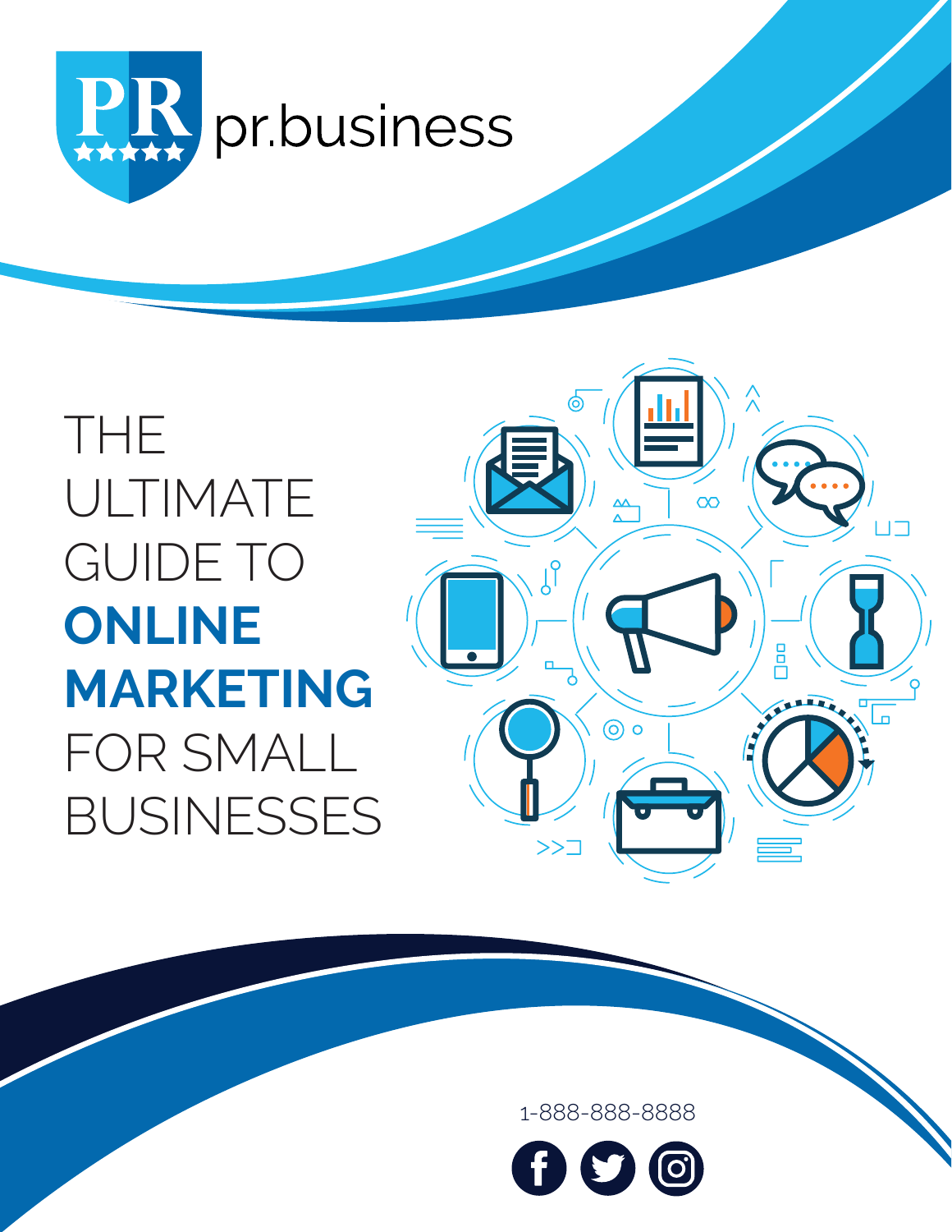pr.business

# THE ULTIMATE GUIDE TO **ONLINE MARKETING** FOR SMALL BUSINESSES

1-888-888-8888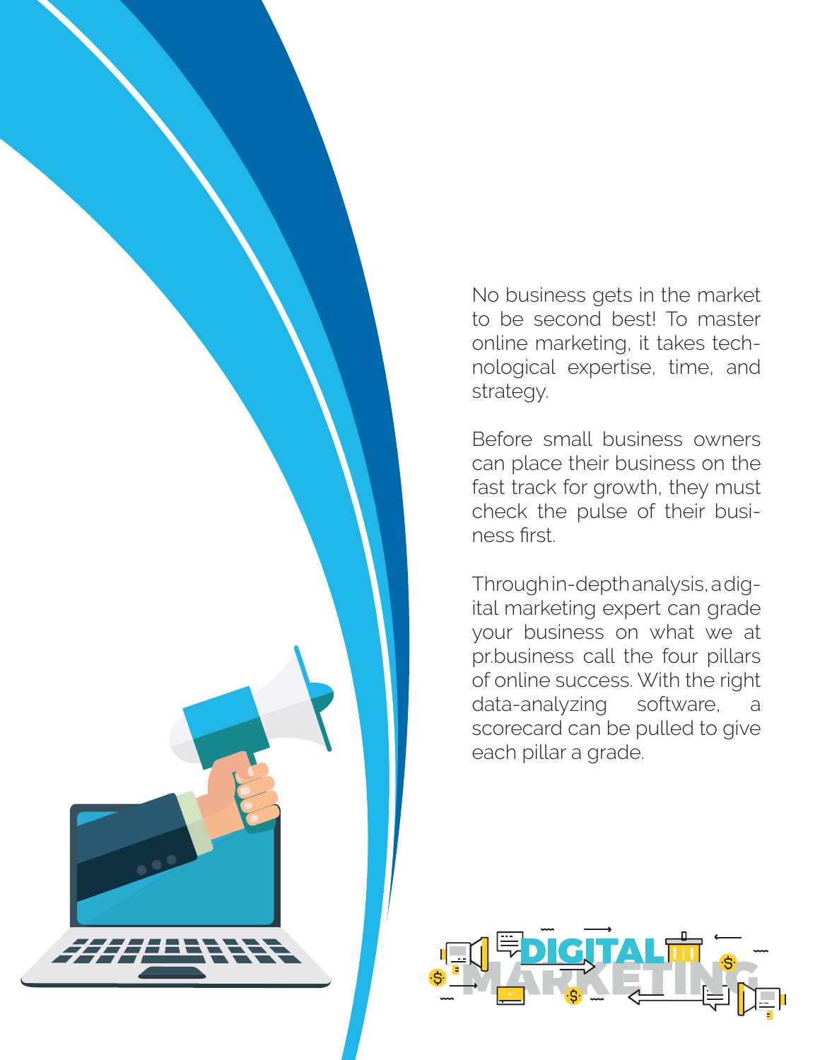No business gets in the market to be second best! To master online marketing, it takes technological expertise, time, and strategy.

Before small business owners can place their business on the fast track for growth, they must check the pulse of their business first.

Through in-depth analysis, a digital marketing expert can grade your business on what we at pr.business call the four pillars of online success. With the right data-analyzing software, a scorecard can be pulled to give each pillar a grade.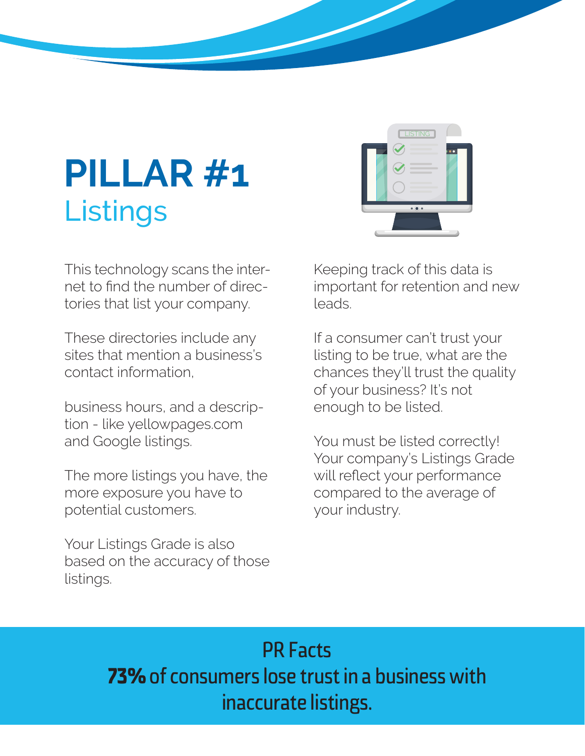# PILLAR #1

## Listings

This technology scans the internet to find the number of directories that list your company.

These directories include any sites that mention a business's contact information,

business hours, and a description - like yellowpages.com and Google listings.

The more listings you have, the more exposure you have to potential customers.

Your Listings Grade is also based on the accuracy of those listings.

Keeping track of this data is important for retention and new leads.

If a consumer can't trust your listing to be true, what are the chances they'll trust the quality of your business? It's not enough to be listed.

You must be listed correctly! Your company's Listings Grade will reflect your performance compared to the average of your industry.

### PR Facts

**73%** of consumers lose trust in a business with inaccurate listings.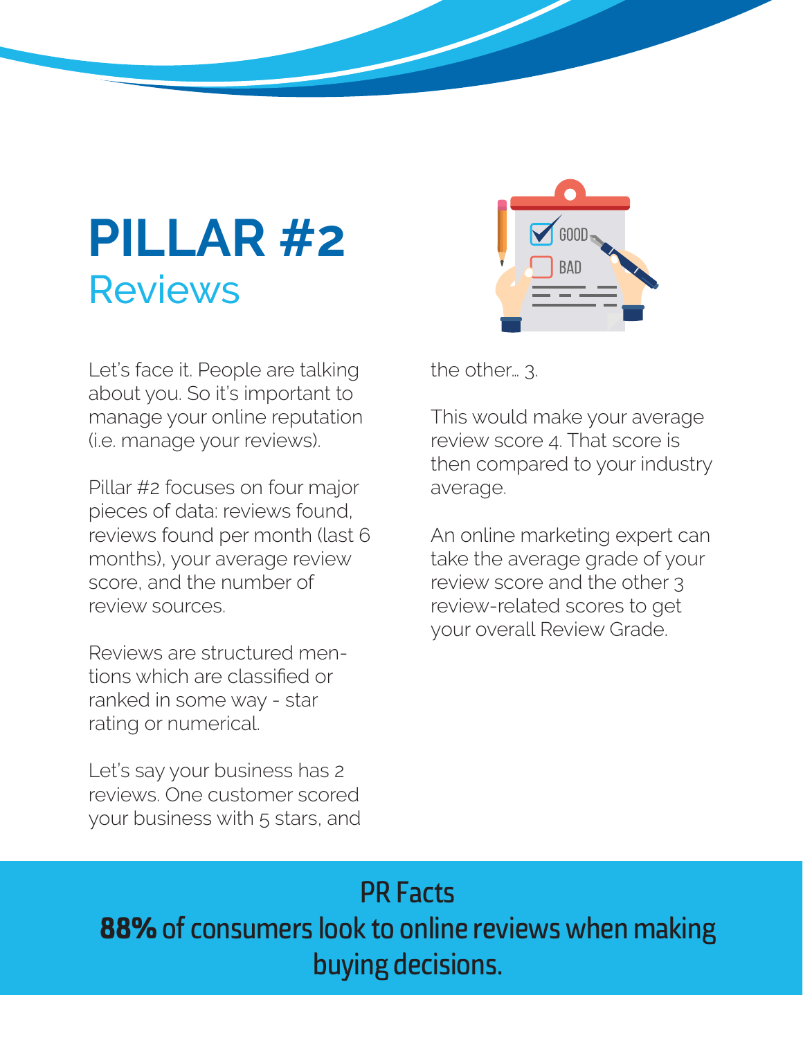# PILLAR #2

## Reviews

Let's face it. People are talking about you. So it's important to manage your online reputation (i.e. manage your reviews).

Pillar #2 focuses on four major pieces of data: reviews found, reviews found per month (last 6 months), your average review score, and the number of review sources.

Reviews are structured mentions which are classified or ranked in some way - star rating or numerical.

Let's say your business has 2 reviews. One customer scored your business with 5 stars, and the other... 3.

This would make your average review score 4. That score is then compared to your industry average.

An online marketing expert can take the average grade of your review score and the other 3 review-related scores to get your overall Review Grade.

**PR Facts**

**88%** of consumers look to online reviews when making buying decisions.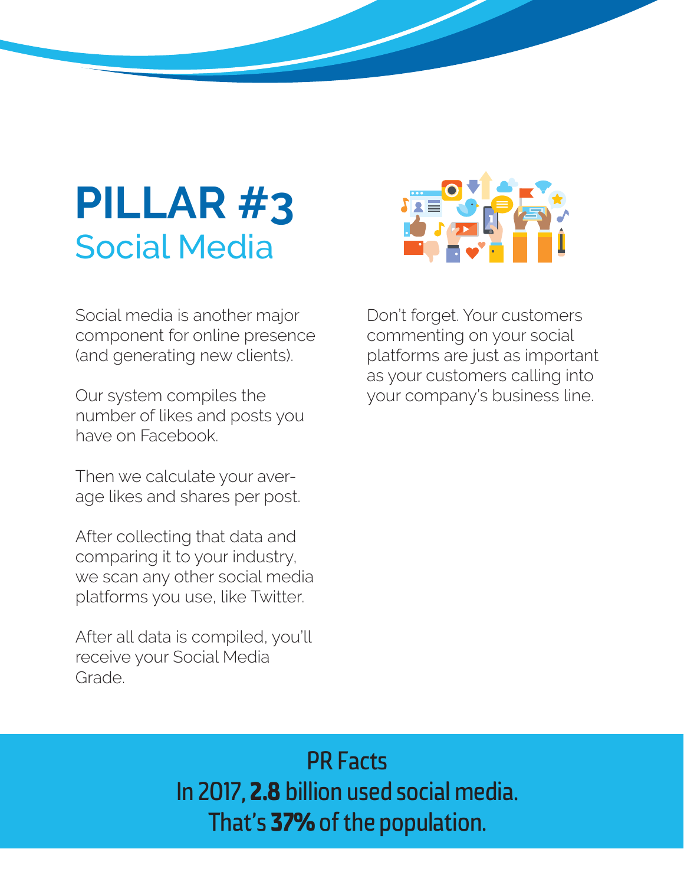# PILLAR #3
## Social Media

Social media is another major component for online presence (and generating new clients).

Our system compiles the number of likes and posts you have on Facebook.

Then we calculate your average likes and shares per post.

After collecting that data and comparing it to your industry, we scan any other social media platforms you use, like Twitter.

After all data is compiled, you'll receive your Social Media Grade.

Don't forget. Your customers commenting on your social platforms are just as important as your customers calling into your company's business line.

**PR Facts**

In 2017, **2.8** billion used social media.
That's **37%** of the population.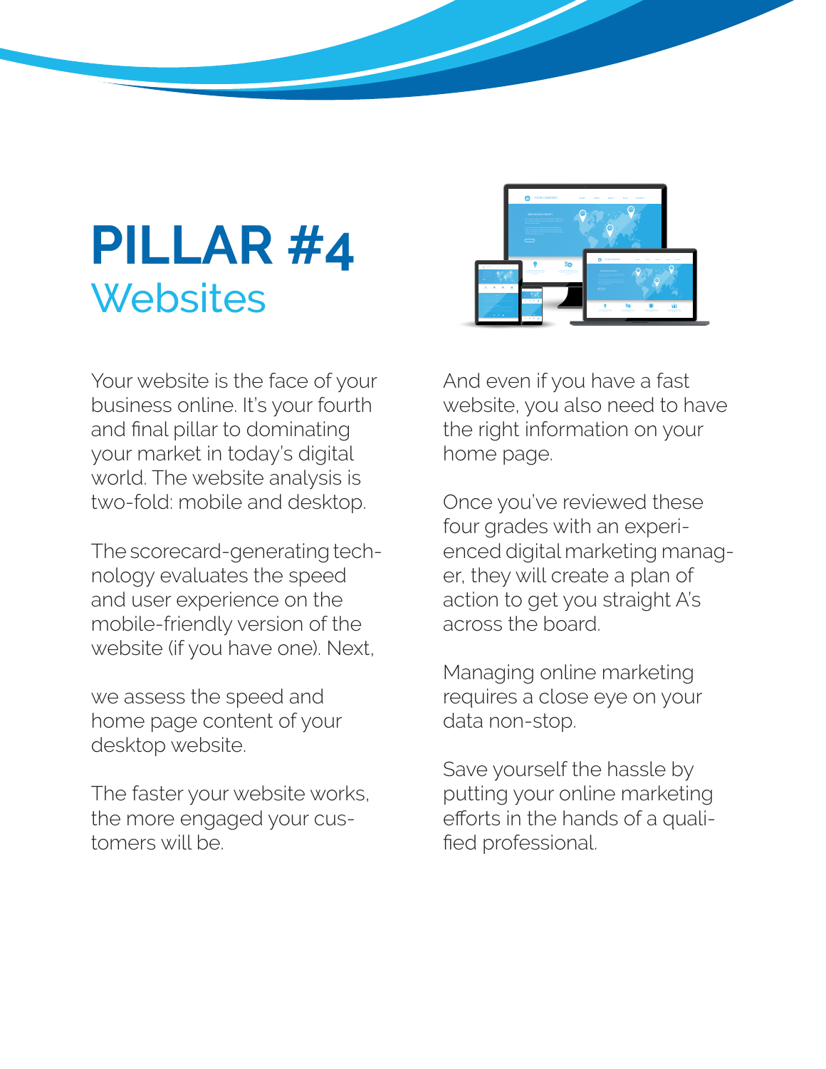# PILLAR #4
## Websites

Your website is the face of your business online. It's your fourth and final pillar to dominating your market in today's digital world. The website analysis is two-fold: mobile and desktop.

The scorecard-generating technology evaluates the speed and user experience on the mobile-friendly version of the website (if you have one). Next, we assess the speed and home page content of your desktop website.

The faster your website works, the more engaged your customers will be.

And even if you have a fast website, you also need to have the right information on your home page.

Once you've reviewed these four grades with an experienced digital marketing manager, they will create a plan of action to get you straight A's across the board.

Managing online marketing requires a close eye on your data non-stop.

Save yourself the hassle by putting your online marketing efforts in the hands of a qualified professional.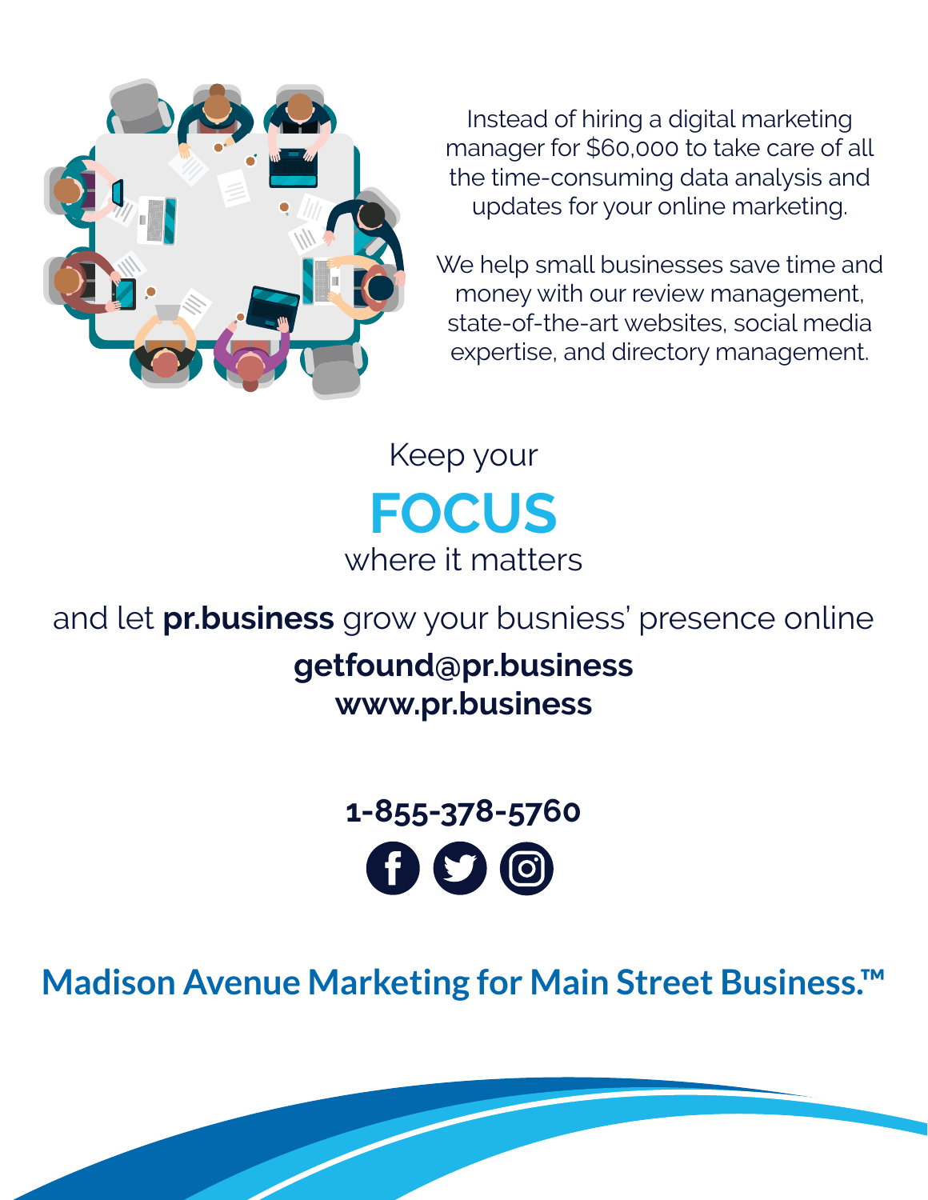Instead of hiring a digital marketing manager for $60,000 to take care of all the time-consuming data analysis and updates for your online marketing.

We help small businesses save time and money with our review management, state-of-the-art websites, social media expertise, and directory management.

Keep your

# FOCUS

where it matters

and let **pr.business** grow your busniess' presence online

**getfound@pr.business**
**www.pr.business**

**1-855-378-5760**

## Madison Avenue Marketing for Main Street Business.™